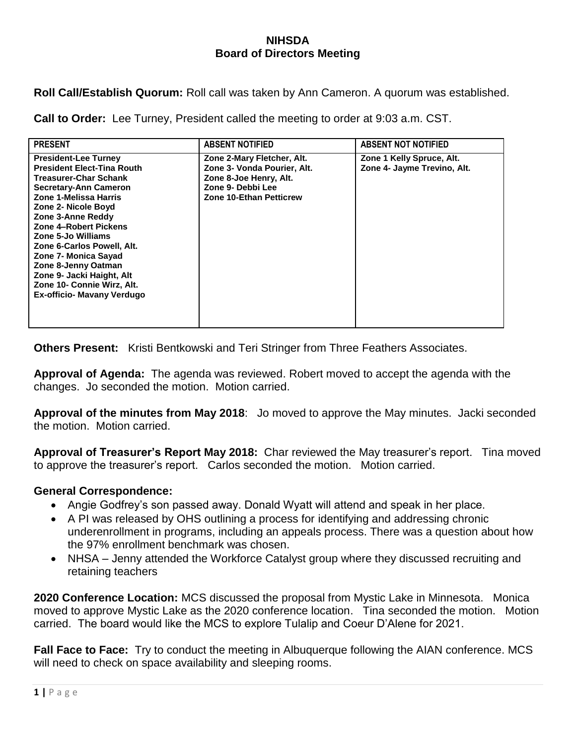# NIHSDA
## Board of Directors Meeting

**Roll Call/Establish Quorum:** Roll call was taken by Ann Cameron. A quorum was established.

**Call to Order:** Lee Turney, President called the meeting to order at 9:03 a.m. CST.

| PRESENT | ABSENT NOTIFIED | ABSENT NOT NOTIFIED |
|---|---|---|
| President-Lee Turney<br>President Elect-Tina Routh<br>Treasurer-Char Schank<br>Secretary-Ann Cameron<br>Zone 1-Melissa Harris<br>Zone 2- Nicole Boyd<br>Zone 3-Anne Reddy<br>Zone 4–Robert Pickens<br>Zone 5-Jo Williams<br>Zone 6-Carlos Powell, Alt.<br>Zone 7- Monica Sayad<br>Zone 8-Jenny Oatman<br>Zone 9- Jacki Haight, Alt<br>Zone 10- Connie Wirz, Alt.<br>Ex-officio- Mavany Verdugo | Zone 2-Mary Fletcher, Alt.<br>Zone 3- Vonda Pourier, Alt.<br>Zone 8-Joe Henry, Alt.<br>Zone 9- Debbi Lee<br>Zone 10-Ethan Petticrew | Zone 1 Kelly Spruce, Alt.<br>Zone 4- Jayme Trevino, Alt. |

**Others Present:** Kristi Bentkowski and Teri Stringer from Three Feathers Associates.

**Approval of Agenda:** The agenda was reviewed. Robert moved to accept the agenda with the changes. Jo seconded the motion. Motion carried.

**Approval of the minutes from May 2018**: Jo moved to approve the May minutes. Jacki seconded the motion. Motion carried.

**Approval of Treasurer's Report May 2018:** Char reviewed the May treasurer's report. Tina moved to approve the treasurer's report. Carlos seconded the motion. Motion carried.

**General Correspondence:**

- Angie Godfrey's son passed away. Donald Wyatt will attend and speak in her place.
- A PI was released by OHS outlining a process for identifying and addressing chronic underenrollment in programs, including an appeals process. There was a question about how the 97% enrollment benchmark was chosen.
- NHSA – Jenny attended the Workforce Catalyst group where they discussed recruiting and retaining teachers

**2020 Conference Location:** MCS discussed the proposal from Mystic Lake in Minnesota. Monica moved to approve Mystic Lake as the 2020 conference location. Tina seconded the motion. Motion carried. The board would like the MCS to explore Tulalip and Coeur D'Alene for 2021.

**Fall Face to Face:** Try to conduct the meeting in Albuquerque following the AIAN conference. MCS will need to check on space availability and sleeping rooms.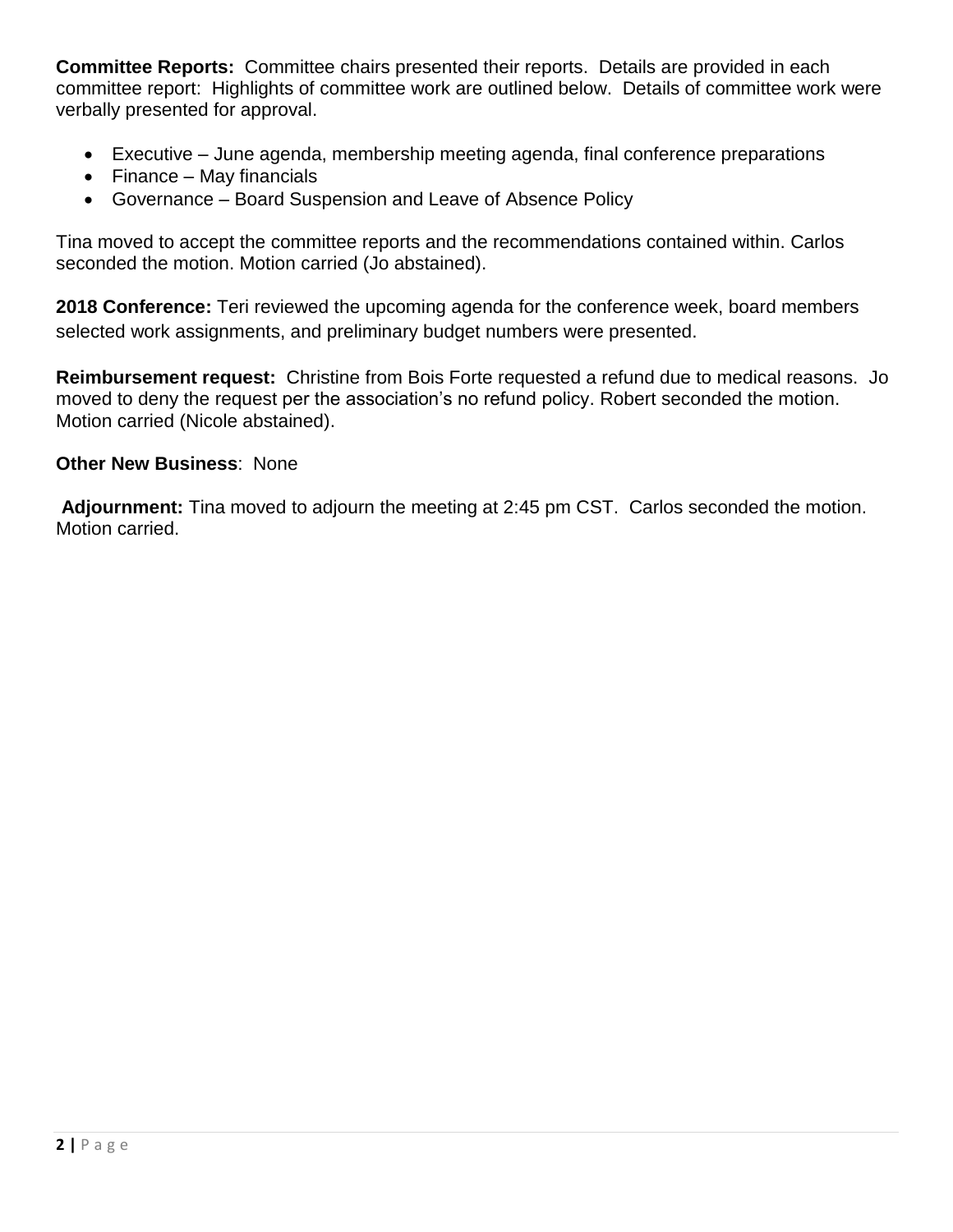**Committee Reports:** Committee chairs presented their reports. Details are provided in each committee report: Highlights of committee work are outlined below. Details of committee work were verbally presented for approval.

- Executive – June agenda, membership meeting agenda, final conference preparations
- Finance – May financials
- Governance – Board Suspension and Leave of Absence Policy

Tina moved to accept the committee reports and the recommendations contained within. Carlos seconded the motion. Motion carried (Jo abstained).

**2018 Conference:** Teri reviewed the upcoming agenda for the conference week, board members selected work assignments, and preliminary budget numbers were presented.

**Reimbursement request:** Christine from Bois Forte requested a refund due to medical reasons. Jo moved to deny the request per the association's no refund policy. Robert seconded the motion. Motion carried (Nicole abstained).

**Other New Business**: None

**Adjournment:** Tina moved to adjourn the meeting at 2:45 pm CST. Carlos seconded the motion. Motion carried.